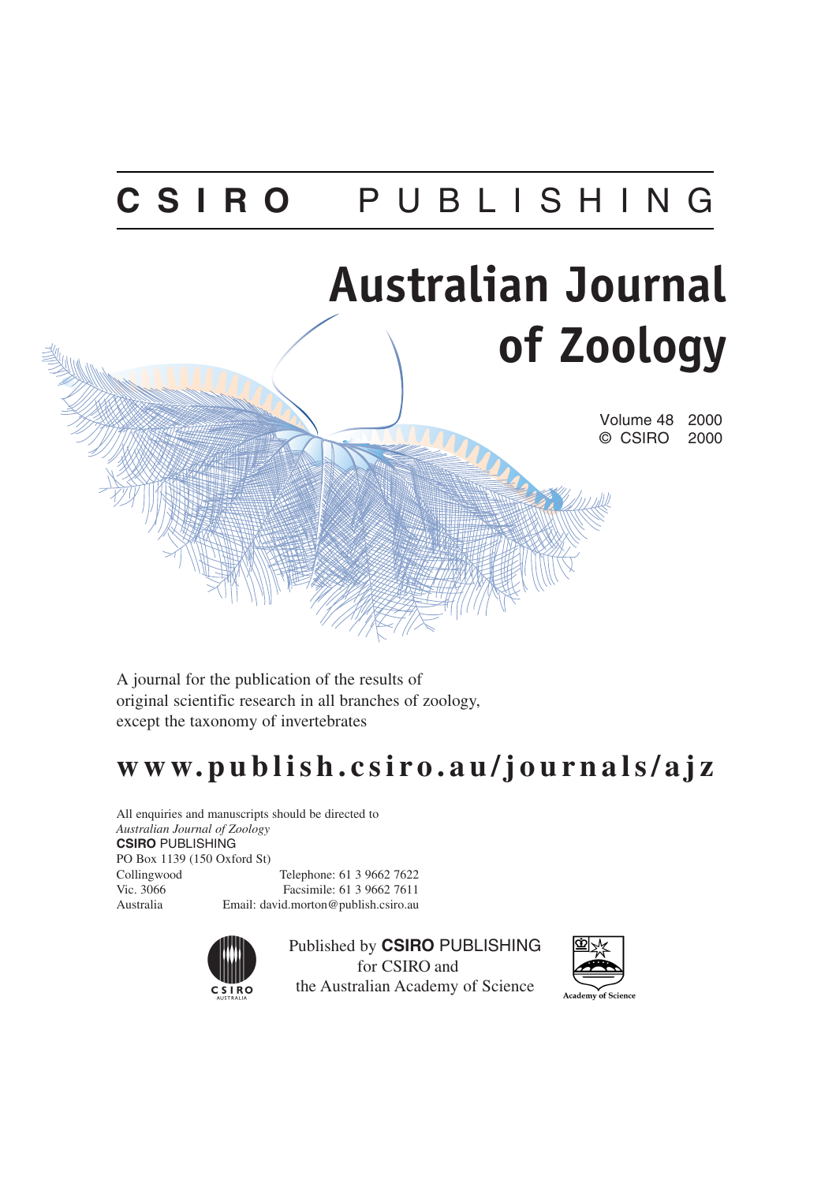**CSIRO** PUBLISHING

# Australian Journal of Zoology

Volume 48 2000
© CSIRO 2000

A journal for the publication of the results of original scientific research in all branches of zoology, except the taxonomy of invertebrates

## www.publish.csiro.au/journals/ajz

All enquiries and manuscripts should be directed to
*Australian Journal of Zoology*
**CSIRO** PUBLISHING
PO Box 1139 (150 Oxford St)
Collingwood
Vic. 3066
Australia

Telephone: 61 3 9662 7622
Facsimile: 61 3 9662 7611
Email: david.morton@publish.csiro.au

Published by **CSIRO** PUBLISHING
for CSIRO and
the Australian Academy of Science

CSIRO AUSTRALIA

Academy of Science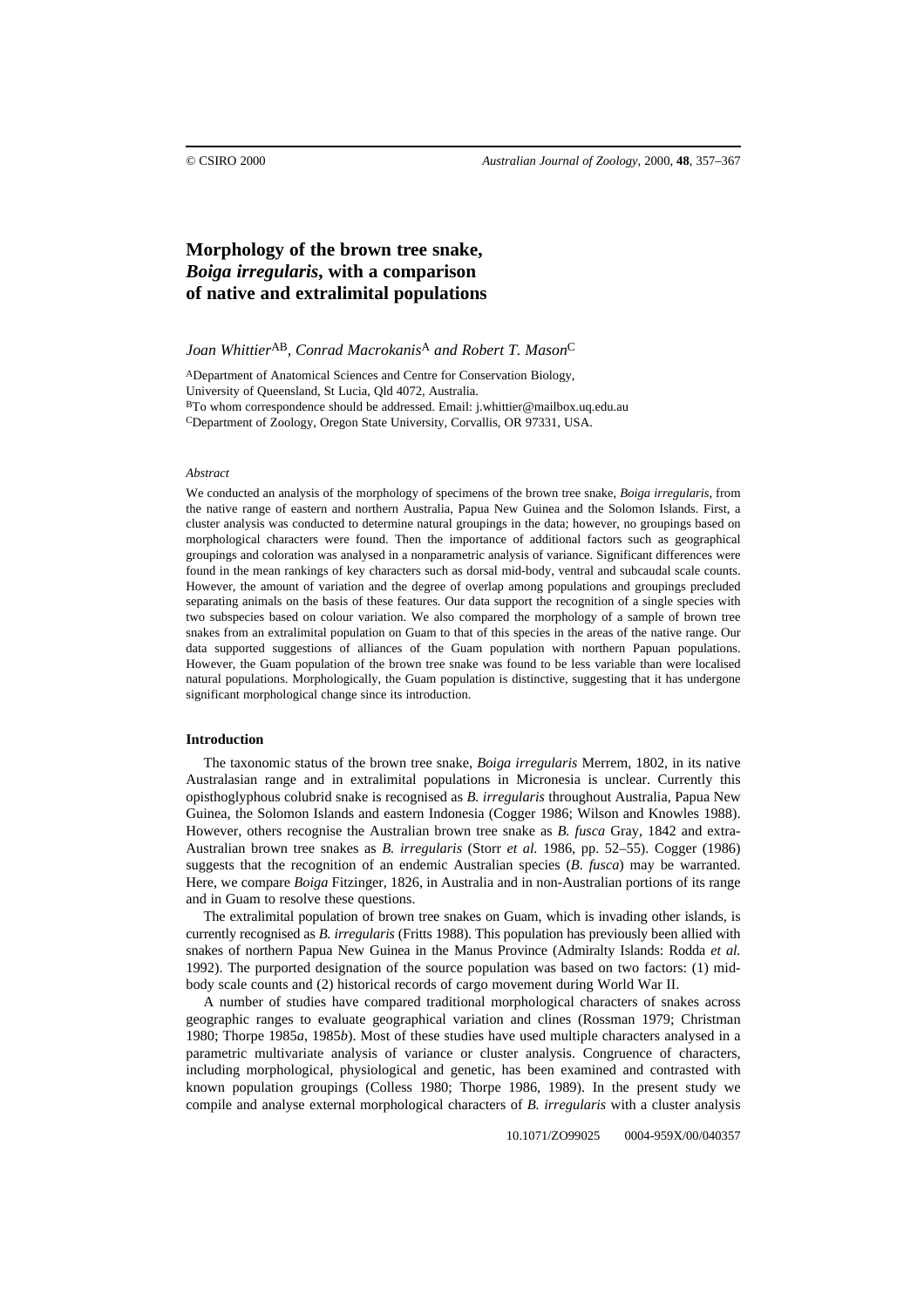# Morphology of the brown tree snake, *Boiga irregularis*, with a comparison of native and extralimital populations

*Joan Whittier*[AB], *Conrad Macrokanis*[A] *and Robert T. Mason*[C]

[A]Department of Anatomical Sciences and Centre for Conservation Biology, University of Queensland, St Lucia, Qld 4072, Australia.
[B]To whom correspondence should be addressed. Email: j.whittier@mailbox.uq.edu.au
[C]Department of Zoology, Oregon State University, Corvallis, OR 97331, USA.

*Abstract*

We conducted an analysis of the morphology of specimens of the brown tree snake, *Boiga irregularis*, from the native range of eastern and northern Australia, Papua New Guinea and the Solomon Islands. First, a cluster analysis was conducted to determine natural groupings in the data; however, no groupings based on morphological characters were found. Then the importance of additional factors such as geographical groupings and coloration was analysed in a nonparametric analysis of variance. Significant differences were found in the mean rankings of key characters such as dorsal mid-body, ventral and subcaudal scale counts. However, the amount of variation and the degree of overlap among populations and groupings precluded separating animals on the basis of these features. Our data support the recognition of a single species with two subspecies based on colour variation. We also compared the morphology of a sample of brown tree snakes from an extralimital population on Guam to that of this species in the areas of the native range. Our data supported suggestions of alliances of the Guam population with northern Papuan populations. However, the Guam population of the brown tree snake was found to be less variable than were localised natural populations. Morphologically, the Guam population is distinctive, suggesting that it has undergone significant morphological change since its introduction.

## Introduction

The taxonomic status of the brown tree snake, *Boiga irregularis* Merrem, 1802, in its native Australasian range and in extralimital populations in Micronesia is unclear. Currently this opisthoglyphous colubrid snake is recognised as *B. irregularis* throughout Australia, Papua New Guinea, the Solomon Islands and eastern Indonesia (Cogger 1986; Wilson and Knowles 1988). However, others recognise the Australian brown tree snake as *B. fusca* Gray, 1842 and extra-Australian brown tree snakes as *B. irregularis* (Storr *et al.* 1986, pp. 52–55). Cogger (1986) suggests that the recognition of an endemic Australian species (*B. fusca*) may be warranted. Here, we compare *Boiga* Fitzinger, 1826, in Australia and in non-Australian portions of its range and in Guam to resolve these questions.

The extralimital population of brown tree snakes on Guam, which is invading other islands, is currently recognised as *B. irregularis* (Fritts 1988). This population has previously been allied with snakes of northern Papua New Guinea in the Manus Province (Admiralty Islands: Rodda *et al.* 1992). The purported designation of the source population was based on two factors: (1) mid-body scale counts and (2) historical records of cargo movement during World War II.

A number of studies have compared traditional morphological characters of snakes across geographic ranges to evaluate geographical variation and clines (Rossman 1979; Christman 1980; Thorpe 1985*a*, 1985*b*). Most of these studies have used multiple characters analysed in a parametric multivariate analysis of variance or cluster analysis. Congruence of characters, including morphological, physiological and genetic, has been examined and contrasted with known population groupings (Colless 1980; Thorpe 1986, 1989). In the present study we compile and analyse external morphological characters of *B. irregularis* with a cluster analysis

10.1071/ZO99025 0004-959X/00/040357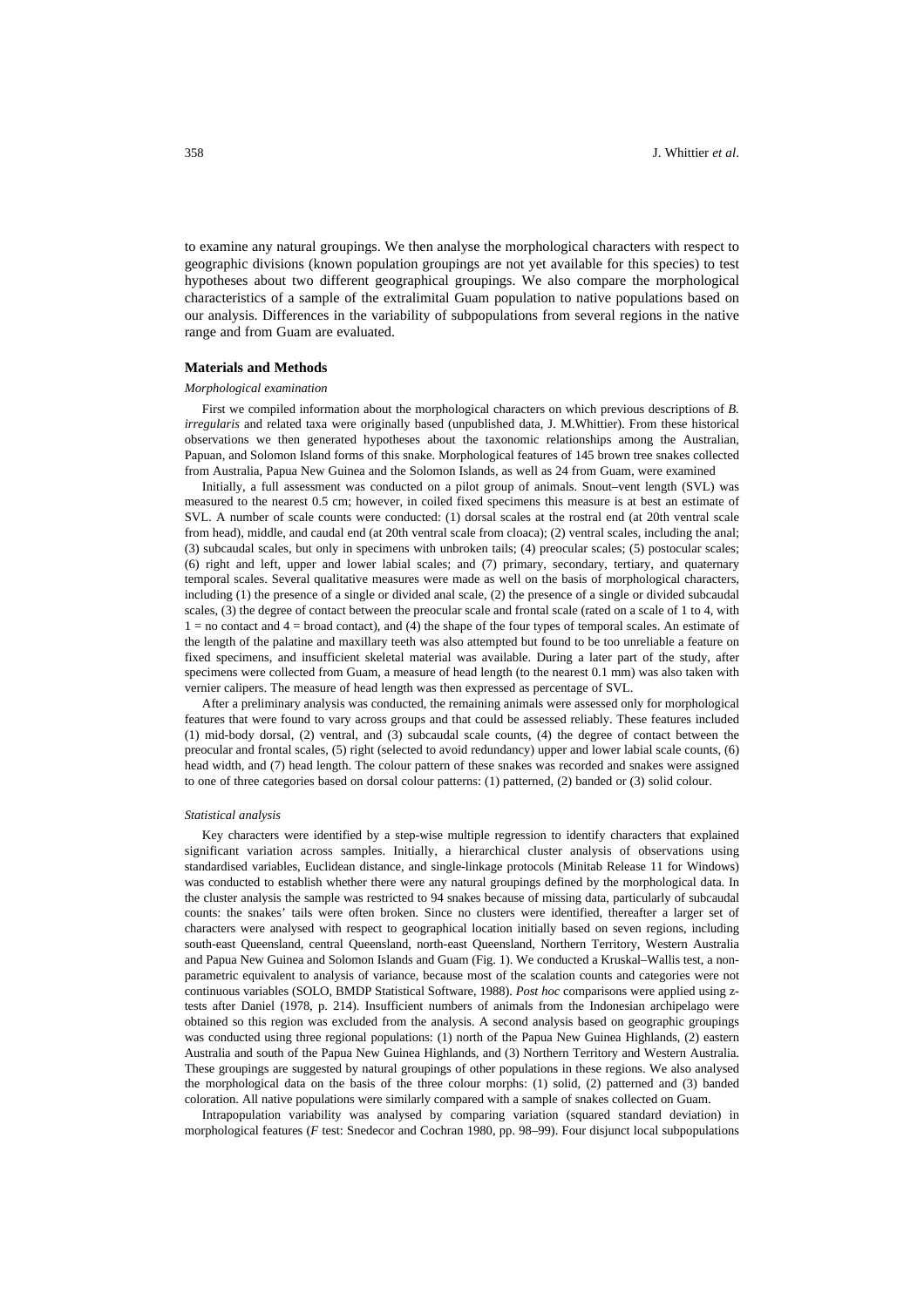to examine any natural groupings. We then analyse the morphological characters with respect to geographic divisions (known population groupings are not yet available for this species) to test hypotheses about two different geographical groupings. We also compare the morphological characteristics of a sample of the extralimital Guam population to native populations based on our analysis. Differences in the variability of subpopulations from several regions in the native range and from Guam are evaluated.

## Materials and Methods

### *Morphological examination*

First we compiled information about the morphological characters on which previous descriptions of *B. irregularis* and related taxa were originally based (unpublished data, J. M.Whittier). From these historical observations we then generated hypotheses about the taxonomic relationships among the Australian, Papuan, and Solomon Island forms of this snake. Morphological features of 145 brown tree snakes collected from Australia, Papua New Guinea and the Solomon Islands, as well as 24 from Guam, were examined

Initially, a full assessment was conducted on a pilot group of animals. Snout–vent length (SVL) was measured to the nearest 0.5 cm; however, in coiled fixed specimens this measure is at best an estimate of SVL. A number of scale counts were conducted: (1) dorsal scales at the rostral end (at 20th ventral scale from head), middle, and caudal end (at 20th ventral scale from cloaca); (2) ventral scales, including the anal; (3) subcaudal scales, but only in specimens with unbroken tails; (4) preocular scales; (5) postocular scales; (6) right and left, upper and lower labial scales; and (7) primary, secondary, tertiary, and quaternary temporal scales. Several qualitative measures were made as well on the basis of morphological characters, including (1) the presence of a single or divided anal scale, (2) the presence of a single or divided subcaudal scales, (3) the degree of contact between the preocular scale and frontal scale (rated on a scale of 1 to 4, with 1 = no contact and 4 = broad contact), and (4) the shape of the four types of temporal scales. An estimate of the length of the palatine and maxillary teeth was also attempted but found to be too unreliable a feature on fixed specimens, and insufficient skeletal material was available. During a later part of the study, after specimens were collected from Guam, a measure of head length (to the nearest 0.1 mm) was also taken with vernier calipers. The measure of head length was then expressed as percentage of SVL.

After a preliminary analysis was conducted, the remaining animals were assessed only for morphological features that were found to vary across groups and that could be assessed reliably. These features included (1) mid-body dorsal, (2) ventral, and (3) subcaudal scale counts, (4) the degree of contact between the preocular and frontal scales, (5) right (selected to avoid redundancy) upper and lower labial scale counts, (6) head width, and (7) head length. The colour pattern of these snakes was recorded and snakes were assigned to one of three categories based on dorsal colour patterns: (1) patterned, (2) banded or (3) solid colour.

### *Statistical analysis*

Key characters were identified by a step-wise multiple regression to identify characters that explained significant variation across samples. Initially, a hierarchical cluster analysis of observations using standardised variables, Euclidean distance, and single-linkage protocols (Minitab Release 11 for Windows) was conducted to establish whether there were any natural groupings defined by the morphological data. In the cluster analysis the sample was restricted to 94 snakes because of missing data, particularly of subcaudal counts: the snakes' tails were often broken. Since no clusters were identified, thereafter a larger set of characters were analysed with respect to geographical location initially based on seven regions, including south-east Queensland, central Queensland, north-east Queensland, Northern Territory, Western Australia and Papua New Guinea and Solomon Islands and Guam (Fig. 1). We conducted a Kruskal–Wallis test, a non-parametric equivalent to analysis of variance, because most of the scalation counts and categories were not continuous variables (SOLO, BMDP Statistical Software, 1988). *Post hoc* comparisons were applied using z-tests after Daniel (1978, p. 214). Insufficient numbers of animals from the Indonesian archipelago were obtained so this region was excluded from the analysis. A second analysis based on geographic groupings was conducted using three regional populations: (1) north of the Papua New Guinea Highlands, (2) eastern Australia and south of the Papua New Guinea Highlands, and (3) Northern Territory and Western Australia. These groupings are suggested by natural groupings of other populations in these regions. We also analysed the morphological data on the basis of the three colour morphs: (1) solid, (2) patterned and (3) banded coloration. All native populations were similarly compared with a sample of snakes collected on Guam.

Intrapopulation variability was analysed by comparing variation (squared standard deviation) in morphological features (*F* test: Snedecor and Cochran 1980, pp. 98–99). Four disjunct local subpopulations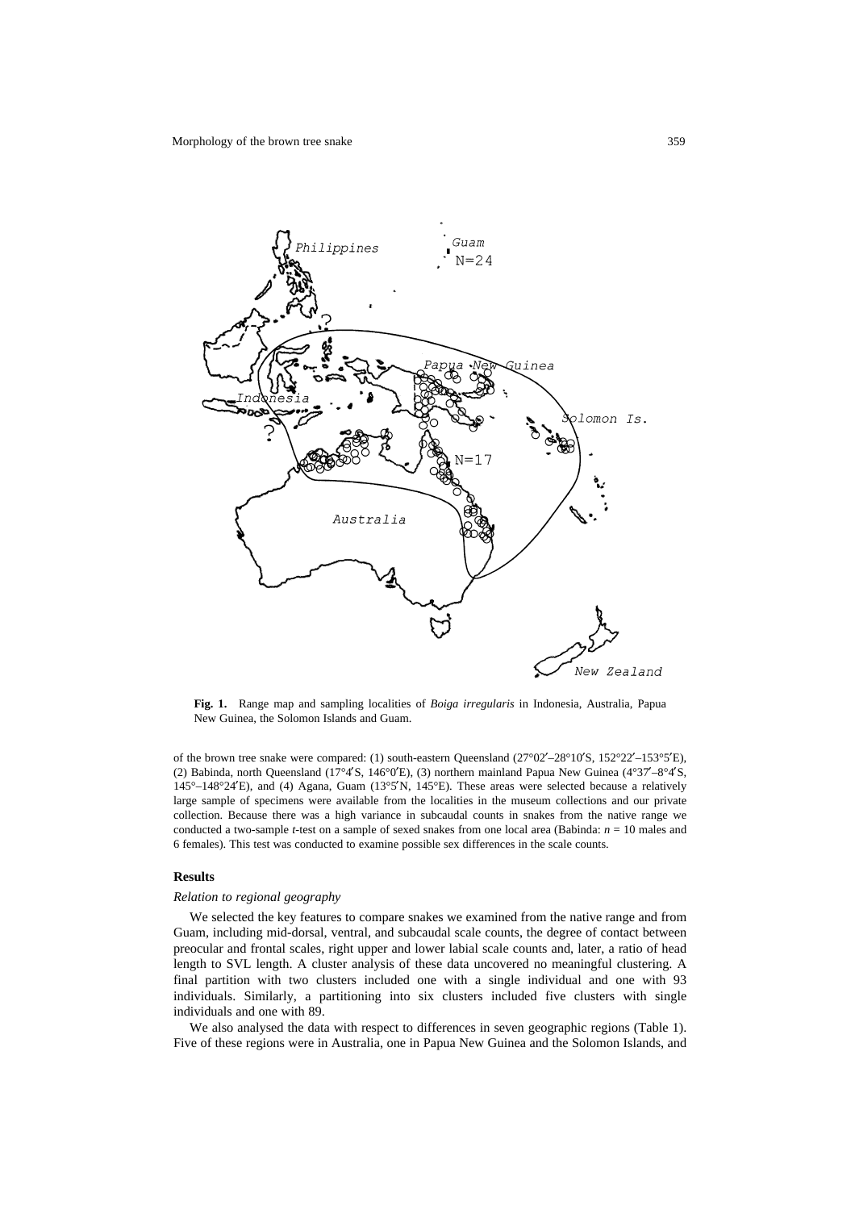**Fig. 1.** Range map and sampling localities of *Boiga irregularis* in Indonesia, Australia, Papua New Guinea, the Solomon Islands and Guam.

of the brown tree snake were compared: (1) south-eastern Queensland (27°02′–28°10′S, 152°22′–153°5′E), (2) Babinda, north Queensland (17°4′S, 146°0′E), (3) northern mainland Papua New Guinea (4°37′–8°4′S, 145°–148°24′E), and (4) Agana, Guam (13°5′N, 145°E). These areas were selected because a relatively large sample of specimens were available from the localities in the museum collections and our private collection. Because there was a high variance in subcaudal counts in snakes from the native range we conducted a two-sample *t*-test on a sample of sexed snakes from one local area (Babinda: $n = 10$ males and 6 females). This test was conducted to examine possible sex differences in the scale counts.

## Results

### *Relation to regional geography*

We selected the key features to compare snakes we examined from the native range and from Guam, including mid-dorsal, ventral, and subcaudal scale counts, the degree of contact between preocular and frontal scales, right upper and lower labial scale counts and, later, a ratio of head length to SVL length. A cluster analysis of these data uncovered no meaningful clustering. A final partition with two clusters included one with a single individual and one with 93 individuals. Similarly, a partitioning into six clusters included five clusters with single individuals and one with 89.

We also analysed the data with respect to differences in seven geographic regions (Table 1). Five of these regions were in Australia, one in Papua New Guinea and the Solomon Islands, and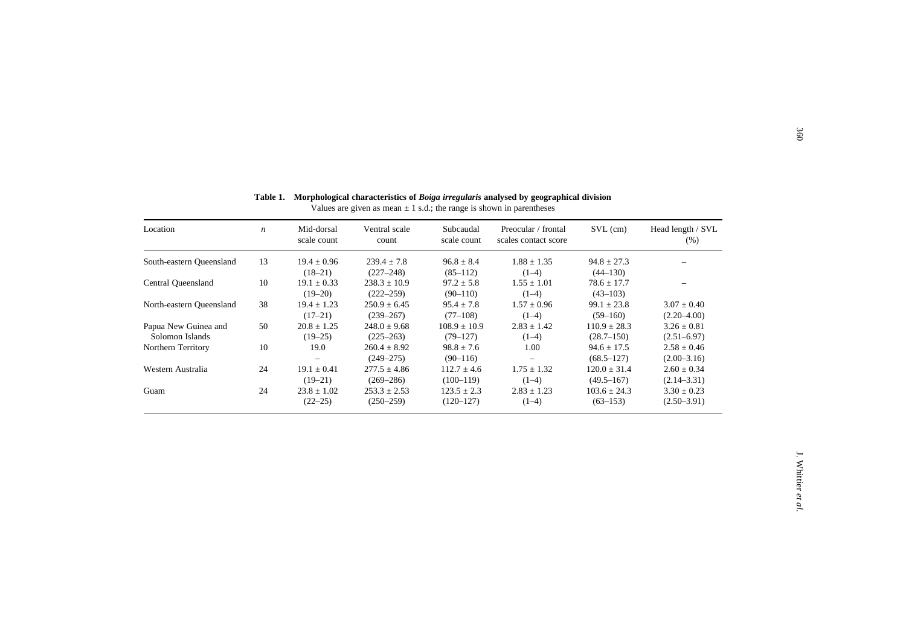**Table 1. Morphological characteristics of *Boiga irregularis* analysed by geographical division**

Values are given as mean ± 1 s.d.; the range is shown in parentheses

| Location | *n* | Mid-dorsal scale count | Ventral scale count | Subcaudal scale count | Preocular / frontal scales contact score | SVL (cm) | Head length / SVL (%) |
|---|---|---|---|---|---|---|---|
| South-eastern Queensland | 13 | 19.4 ± 0.96 (18–21) | 239.4 ± 7.8 (227–248) | 96.8 ± 8.4 (85–112) | 1.88 ± 1.35 (1–4) | 94.8 ± 27.3 (44–130) | – |
| Central Queensland | 10 | 19.1 ± 0.33 (19–20) | 238.3 ± 10.9 (222–259) | 97.2 ± 5.8 (90–110) | 1.55 ± 1.01 (1–4) | 78.6 ± 17.7 (43–103) | – |
| North-eastern Queensland | 38 | 19.4 ± 1.23 (17–21) | 250.9 ± 6.45 (239–267) | 95.4 ± 7.8 (77–108) | 1.57 ± 0.96 (1–4) | 99.1 ± 23.8 (59–160) | 3.07 ± 0.40 (2.20–4.00) |
| Papua New Guinea and Solomon Islands | 50 | 20.8 ± 1.25 (19–25) | 248.0 ± 9.68 (225–263) | 108.9 ± 10.9 (79–127) | 2.83 ± 1.42 (1–4) | 110.9 ± 28.3 (28.7–150) | 3.26 ± 0.81 (2.51–6.97) |
| Northern Territory | 10 | 19.0 – | 260.4 ± 8.92 (249–275) | 98.8 ± 7.6 (90–116) | 1.00 – | 94.6 ± 17.5 (68.5–127) | 2.58 ± 0.46 (2.00–3.16) |
| Western Australia | 24 | 19.1 ± 0.41 (19–21) | 277.5 ± 4.86 (269–286) | 112.7 ± 4.6 (100–119) | 1.75 ± 1.32 (1–4) | 120.0 ± 31.4 (49.5–167) | 2.60 ± 0.34 (2.14–3.31) |
| Guam | 24 | 23.8 ± 1.02 (22–25) | 253.3 ± 2.53 (250–259) | 123.5 ± 2.3 (120–127) | 2.83 ± 1.23 (1–4) | 103.6 ± 24.3 (63–153) | 3.30 ± 0.23 (2.50–3.91) |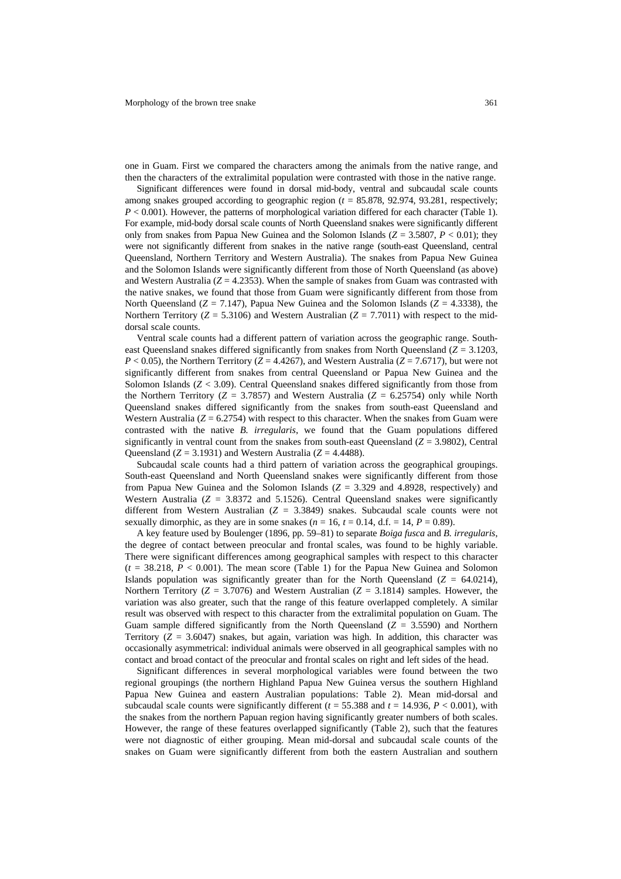one in Guam. First we compared the characters among the animals from the native range, and then the characters of the extralimital population were contrasted with those in the native range.

Significant differences were found in dorsal mid-body, ventral and subcaudal scale counts among snakes grouped according to geographic region ($t$ = 85.878, 92.974, 93.281, respectively; $P < 0.001$). However, the patterns of morphological variation differed for each character (Table 1). For example, mid-body dorsal scale counts of North Queensland snakes were significantly different only from snakes from Papua New Guinea and the Solomon Islands ($Z = 3.5807$, $P < 0.01$); they were not significantly different from snakes in the native range (south-east Queensland, central Queensland, Northern Territory and Western Australia). The snakes from Papua New Guinea and the Solomon Islands were significantly different from those of North Queensland (as above) and Western Australia ($Z = 4.2353$). When the sample of snakes from Guam was contrasted with the native snakes, we found that those from Guam were significantly different from those from North Queensland ($Z = 7.147$), Papua New Guinea and the Solomon Islands ($Z = 4.3338$), the Northern Territory ($Z = 5.3106$) and Western Australian ($Z = 7.7011$) with respect to the mid-dorsal scale counts.

Ventral scale counts had a different pattern of variation across the geographic range. South-east Queensland snakes differed significantly from snakes from North Queensland ($Z = 3.1203$, $P < 0.05$), the Northern Territory ($Z = 4.4267$), and Western Australia ($Z = 7.6717$), but were not significantly different from snakes from central Queensland or Papua New Guinea and the Solomon Islands ($Z < 3.09$). Central Queensland snakes differed significantly from those from the Northern Territory ($Z = 3.7857$) and Western Australia ($Z = 6.25754$) only while North Queensland snakes differed significantly from the snakes from south-east Queensland and Western Australia ($Z = 6.2754$) with respect to this character. When the snakes from Guam were contrasted with the native *B. irregularis*, we found that the Guam populations differed significantly in ventral count from the snakes from south-east Queensland ($Z = 3.9802$), Central Queensland ($Z = 3.1931$) and Western Australia ($Z = 4.4488$).

Subcaudal scale counts had a third pattern of variation across the geographical groupings. South-east Queensland and North Queensland snakes were significantly different from those from Papua New Guinea and the Solomon Islands ($Z$ = 3.329 and 4.8928, respectively) and Western Australia ($Z$ = 3.8372 and 5.1526). Central Queensland snakes were significantly different from Western Australian ($Z = 3.3849$) snakes. Subcaudal scale counts were not sexually dimorphic, as they are in some snakes ($n = 16$, $t = 0.14$, d.f. = 14, $P = 0.89$).

A key feature used by Boulenger (1896, pp. 59–81) to separate *Boiga fusca* and *B. irregularis*, the degree of contact between preocular and frontal scales, was found to be highly variable. There were significant differences among geographical samples with respect to this character ($t = 38.218$, $P < 0.001$). The mean score (Table 1) for the Papua New Guinea and Solomon Islands population was significantly greater than for the North Queensland ($Z = 64.0214$), Northern Territory ($Z = 3.7076$) and Western Australian ($Z = 3.1814$) samples. However, the variation was also greater, such that the range of this feature overlapped completely. A similar result was observed with respect to this character from the extralimital population on Guam. The Guam sample differed significantly from the North Queensland ($Z = 3.5590$) and Northern Territory ($Z = 3.6047$) snakes, but again, variation was high. In addition, this character was occasionally asymmetrical: individual animals were observed in all geographical samples with no contact and broad contact of the preocular and frontal scales on right and left sides of the head.

Significant differences in several morphological variables were found between the two regional groupings (the northern Highland Papua New Guinea versus the southern Highland Papua New Guinea and eastern Australian populations: Table 2). Mean mid-dorsal and subcaudal scale counts were significantly different ($t = 55.388$ and $t = 14.936$, $P < 0.001$), with the snakes from the northern Papuan region having significantly greater numbers of both scales. However, the range of these features overlapped significantly (Table 2), such that the features were not diagnostic of either grouping. Mean mid-dorsal and subcaudal scale counts of the snakes on Guam were significantly different from both the eastern Australian and southern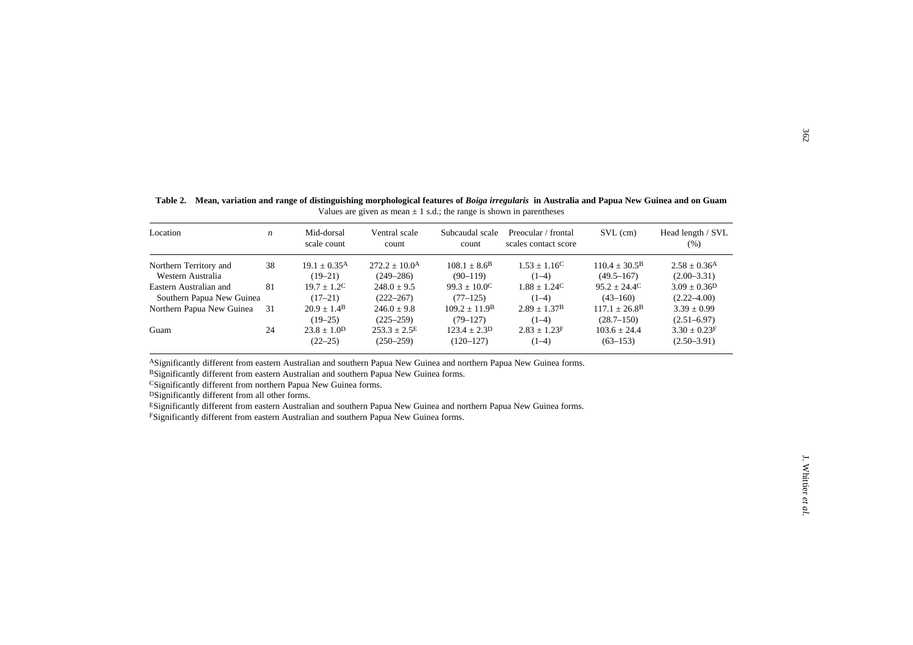**Table 2. Mean, variation and range of distinguishing morphological features of *Boiga irregularis* in Australia and Papua New Guinea and on Guam**

Values are given as mean ± 1 s.d.; the range is shown in parentheses

| Location | *n* | Mid-dorsal scale count | Ventral scale count | Subcaudal scale count | Preocular / frontal scales contact score | SVL (cm) | Head length / SVL (%) |
|---|---|---|---|---|---|---|---|
| Northern Territory and Western Australia | 38 | 19.1 ± 0.35[A] (19–21) | 272.2 ± 10.0[A] (249–286) | 108.1 ± 8.6[B] (90–119) | 1.53 ± 1.16[C] (1–4) | 110.4 ± 30.5[B] (49.5–167) | 2.58 ± 0.36[A] (2.00–3.31) |
| Eastern Australian and Southern Papua New Guinea | 81 | 19.7 ± 1.2[C] (17–21) | 248.0 ± 9.5 (222–267) | 99.3 ± 10.0[C] (77–125) | 1.88 ± 1.24[C] (1–4) | 95.2 ± 24.4[C] (43–160) | 3.09 ± 0.36[D] (2.22–4.00) |
| Northern Papua New Guinea | 31 | 20.9 ± 1.4[B] (19–25) | 246.0 ± 9.8 (225–259) | 109.2 ± 11.9[B] (79–127) | 2.89 ± 1.37[B] (1–4) | 117.1 ± 26.8[B] (28.7–150) | 3.39 ± 0.99 (2.51–6.97) |
| Guam | 24 | 23.8 ± 1.0[D] (22–25) | 253.3 ± 2.5[E] (250–259) | 123.4 ± 2.3[D] (120–127) | 2.83 ± 1.23[F] (1–4) | 103.6 ± 24.4 (63–153) | 3.30 ± 0.23[F] (2.50–3.91) |

[A]Significantly different from eastern Australian and southern Papua New Guinea and northern Papua New Guinea forms.
[B]Significantly different from eastern Australian and southern Papua New Guinea forms.
[C]Significantly different from northern Papua New Guinea forms.
[D]Significantly different from all other forms.
[E]Significantly different from eastern Australian and southern Papua New Guinea and northern Papua New Guinea forms.
[F]Significantly different from eastern Australian and southern Papua New Guinea forms.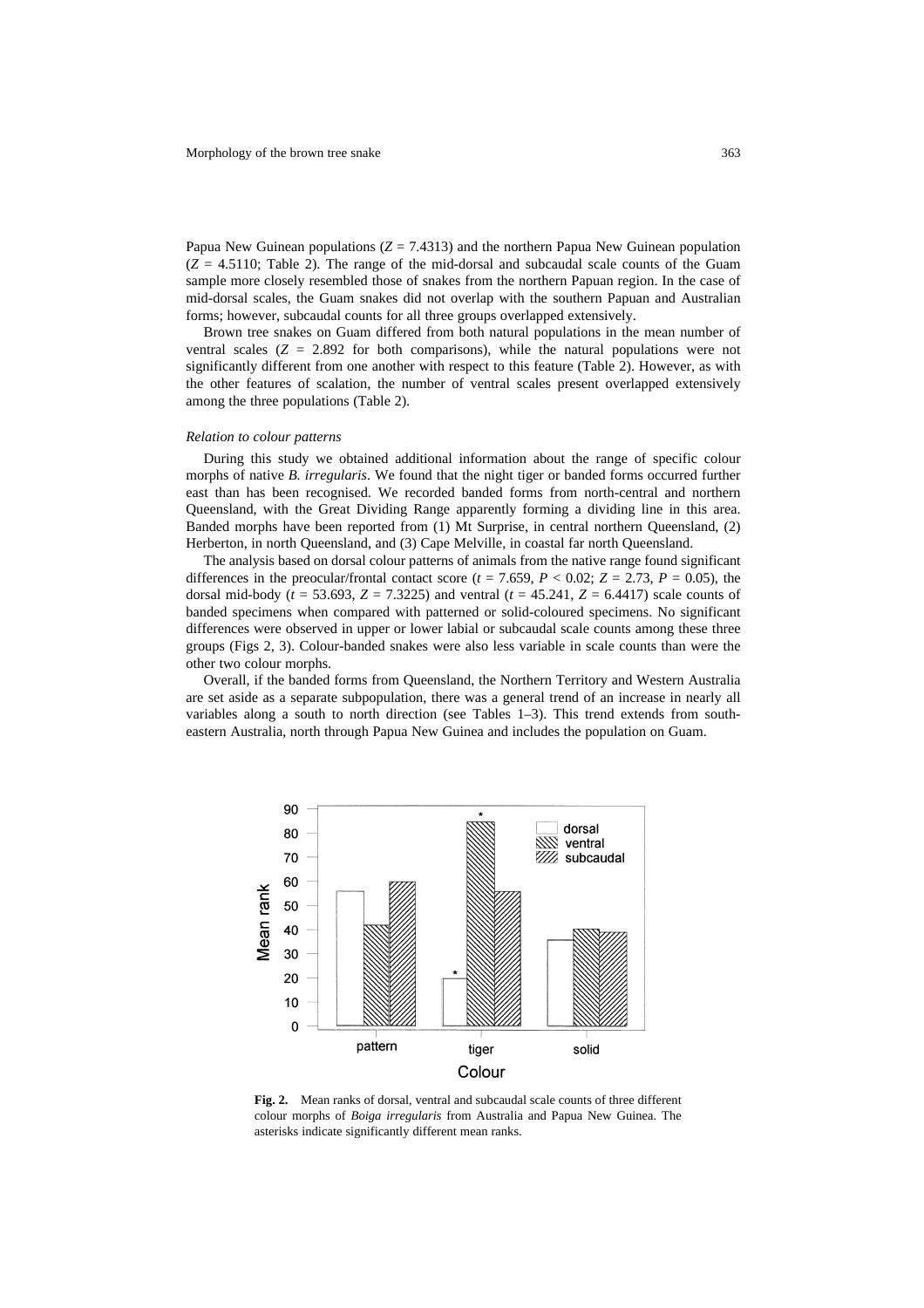Papua New Guinean populations ($Z = 7.4313$) and the northern Papua New Guinean population ($Z = 4.5110$; Table 2). The range of the mid-dorsal and subcaudal scale counts of the Guam sample more closely resembled those of snakes from the northern Papuan region. In the case of mid-dorsal scales, the Guam snakes did not overlap with the southern Papuan and Australian forms; however, subcaudal counts for all three groups overlapped extensively.

Brown tree snakes on Guam differed from both natural populations in the mean number of ventral scales ($Z = 2.892$ for both comparisons), while the natural populations were not significantly different from one another with respect to this feature (Table 2). However, as with the other features of scalation, the number of ventral scales present overlapped extensively among the three populations (Table 2).

*Relation to colour patterns*

During this study we obtained additional information about the range of specific colour morphs of native *B. irregularis*. We found that the night tiger or banded forms occurred further east than has been recognised. We recorded banded forms from north-central and northern Queensland, with the Great Dividing Range apparently forming a dividing line in this area. Banded morphs have been reported from (1) Mt Surprise, in central northern Queensland, (2) Herberton, in north Queensland, and (3) Cape Melville, in coastal far north Queensland.

The analysis based on dorsal colour patterns of animals from the native range found significant differences in the preocular/frontal contact score ($t = 7.659$, $P < 0.02$; $Z = 2.73$, $P = 0.05$), the dorsal mid-body ($t = 53.693$, $Z = 7.3225$) and ventral ($t = 45.241$, $Z = 6.4417$) scale counts of banded specimens when compared with patterned or solid-coloured specimens. No significant differences were observed in upper or lower labial or subcaudal scale counts among these three groups (Figs 2, 3). Colour-banded snakes were also less variable in scale counts than were the other two colour morphs.

Overall, if the banded forms from Queensland, the Northern Territory and Western Australia are set aside as a separate subpopulation, there was a general trend of an increase in nearly all variables along a south to north direction (see Tables 1–3). This trend extends from south-eastern Australia, north through Papua New Guinea and includes the population on Guam.

**Fig. 2.** Mean ranks of dorsal, ventral and subcaudal scale counts of three different colour morphs of *Boiga irregularis* from Australia and Papua New Guinea. The asterisks indicate significantly different mean ranks.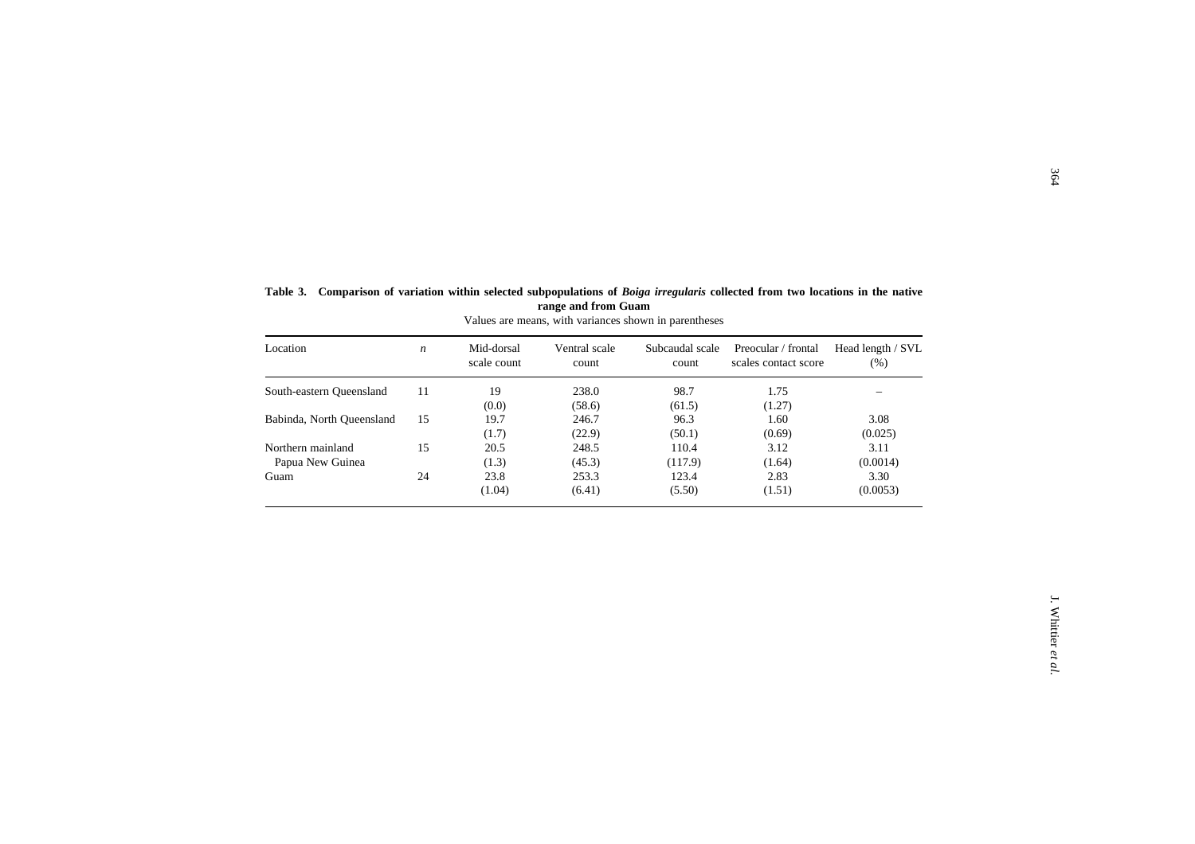**Table 3. Comparison of variation within selected subpopulations of *Boiga irregularis* collected from two locations in the native range and from Guam**

Values are means, with variances shown in parentheses

| Location | *n* | Mid-dorsal scale count | Ventral scale count | Subcaudal scale count | Preocular / frontal scales contact score | Head length / SVL (%) |
|---|---|---|---|---|---|---|
| South-eastern Queensland | 11 | 19 (0.0) | 238.0 (58.6) | 98.7 (61.5) | 1.75 (1.27) | – |
| Babinda, North Queensland | 15 | 19.7 (1.7) | 246.7 (22.9) | 96.3 (50.1) | 1.60 (0.69) | 3.08 (0.025) |
| Northern mainland Papua New Guinea | 15 | 20.5 (1.3) | 248.5 (45.3) | 110.4 (117.9) | 3.12 (1.64) | 3.11 (0.0014) |
| Guam | 24 | 23.8 (1.04) | 253.3 (6.41) | 123.4 (5.50) | 2.83 (1.51) | 3.30 (0.0053) |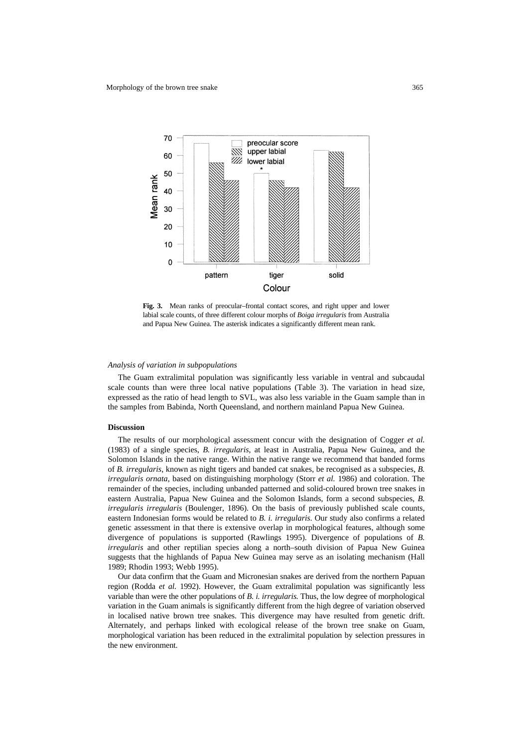**Fig. 3.** Mean ranks of preocular–frontal contact scores, and right upper and lower labial scale counts, of three different colour morphs of *Boiga irregularis* from Australia and Papua New Guinea. The asterisk indicates a significantly different mean rank.

### *Analysis of variation in subpopulations*

The Guam extralimital population was significantly less variable in ventral and subcaudal scale counts than were three local native populations (Table 3). The variation in head size, expressed as the ratio of head length to SVL, was also less variable in the Guam sample than in the samples from Babinda, North Queensland, and northern mainland Papua New Guinea.

## **Discussion**

The results of our morphological assessment concur with the designation of Cogger *et al.* (1983) of a single species, *B. irregularis*, at least in Australia, Papua New Guinea, and the Solomon Islands in the native range. Within the native range we recommend that banded forms of *B. irregularis*, known as night tigers and banded cat snakes, be recognised as a subspecies, *B. irregularis ornata*, based on distinguishing morphology (Storr *et al.* 1986) and coloration. The remainder of the species, including unbanded patterned and solid-coloured brown tree snakes in eastern Australia, Papua New Guinea and the Solomon Islands, form a second subspecies, *B. irregularis irregularis* (Boulenger, 1896). On the basis of previously published scale counts, eastern Indonesian forms would be related to *B. i. irregularis*. Our study also confirms a related genetic assessment in that there is extensive overlap in morphological features, although some divergence of populations is supported (Rawlings 1995). Divergence of populations of *B. irregularis* and other reptilian species along a north–south division of Papua New Guinea suggests that the highlands of Papua New Guinea may serve as an isolating mechanism (Hall 1989; Rhodin 1993; Webb 1995).

Our data confirm that the Guam and Micronesian snakes are derived from the northern Papuan region (Rodda *et al.* 1992). However, the Guam extralimital population was significantly less variable than were the other populations of *B. i. irregularis*. Thus, the low degree of morphological variation in the Guam animals is significantly different from the high degree of variation observed in localised native brown tree snakes. This divergence may have resulted from genetic drift. Alternately, and perhaps linked with ecological release of the brown tree snake on Guam, morphological variation has been reduced in the extralimital population by selection pressures in the new environment.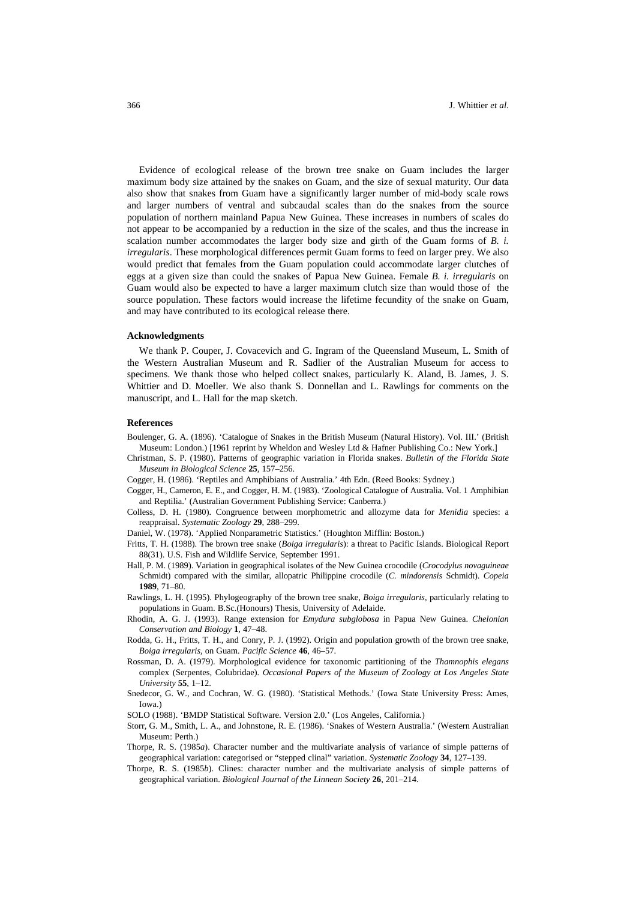Evidence of ecological release of the brown tree snake on Guam includes the larger maximum body size attained by the snakes on Guam, and the size of sexual maturity. Our data also show that snakes from Guam have a significantly larger number of mid-body scale rows and larger numbers of ventral and subcaudal scales than do the snakes from the source population of northern mainland Papua New Guinea. These increases in numbers of scales do not appear to be accompanied by a reduction in the size of the scales, and thus the increase in scalation number accommodates the larger body size and girth of the Guam forms of *B. i. irregularis*. These morphological differences permit Guam forms to feed on larger prey. We also would predict that females from the Guam population could accommodate larger clutches of eggs at a given size than could the snakes of Papua New Guinea. Female *B. i. irregularis* on Guam would also be expected to have a larger maximum clutch size than would those of the source population. These factors would increase the lifetime fecundity of the snake on Guam, and may have contributed to its ecological release there.

### Acknowledgments

We thank P. Couper, J. Covacevich and G. Ingram of the Queensland Museum, L. Smith of the Western Australian Museum and R. Sadlier of the Australian Museum for access to specimens. We thank those who helped collect snakes, particularly K. Aland, B. James, J. S. Whittier and D. Moeller. We also thank S. Donnellan and L. Rawlings for comments on the manuscript, and L. Hall for the map sketch.

### References

Boulenger, G. A. (1896). 'Catalogue of Snakes in the British Museum (Natural History). Vol. III.' (British Museum: London.) [1961 reprint by Wheldon and Wesley Ltd & Hafner Publishing Co.: New York.]

Christman, S. P. (1980). Patterns of geographic variation in Florida snakes. *Bulletin of the Florida State Museum in Biological Science* **25**, 157–256.

Cogger, H. (1986). 'Reptiles and Amphibians of Australia.' 4th Edn. (Reed Books: Sydney.)

Cogger, H., Cameron, E. E., and Cogger, H. M. (1983). 'Zoological Catalogue of Australia. Vol. 1 Amphibian and Reptilia.' (Australian Government Publishing Service: Canberra.)

Colless, D. H. (1980). Congruence between morphometric and allozyme data for *Menidia* species: a reappraisal. *Systematic Zoology* **29**, 288–299.

Daniel, W. (1978). 'Applied Nonparametric Statistics.' (Houghton Mifflin: Boston.)

Fritts, T. H. (1988). The brown tree snake (*Boiga irregularis*): a threat to Pacific Islands. Biological Report 88(31). U.S. Fish and Wildlife Service, September 1991.

Hall, P. M. (1989). Variation in geographical isolates of the New Guinea crocodile (*Crocodylus novaguineae* Schmidt) compared with the similar, allopatric Philippine crocodile (*C. mindorensis* Schmidt). *Copeia* **1989**, 71–80.

Rawlings, L. H. (1995). Phylogeography of the brown tree snake, *Boiga irregularis*, particularly relating to populations in Guam. B.Sc.(Honours) Thesis, University of Adelaide.

Rhodin, A. G. J. (1993). Range extension for *Emydura subglobosa* in Papua New Guinea. *Chelonian Conservation and Biology* **1**, 47–48.

Rodda, G. H., Fritts, T. H., and Conry, P. J. (1992). Origin and population growth of the brown tree snake, *Boiga irregularis*, on Guam. *Pacific Science* **46**, 46–57.

Rossman, D. A. (1979). Morphological evidence for taxonomic partitioning of the *Thamnophis elegans* complex (Serpentes, Colubridae). *Occasional Papers of the Museum of Zoology at Los Angeles State University* **55**, 1–12.

Snedecor, G. W., and Cochran, W. G. (1980). 'Statistical Methods.' (Iowa State University Press: Ames, Iowa.)

SOLO (1988). 'BMDP Statistical Software. Version 2.0.' (Los Angeles, California.)

Storr, G. M., Smith, L. A., and Johnstone, R. E. (1986). 'Snakes of Western Australia.' (Western Australian Museum: Perth.)

Thorpe, R. S. (1985*a*). Character number and the multivariate analysis of variance of simple patterns of geographical variation: categorised or "stepped clinal" variation. *Systematic Zoology* **34**, 127–139.

Thorpe, R. S. (1985*b*). Clines: character number and the multivariate analysis of simple patterns of geographical variation. *Biological Journal of the Linnean Society* **26**, 201–214.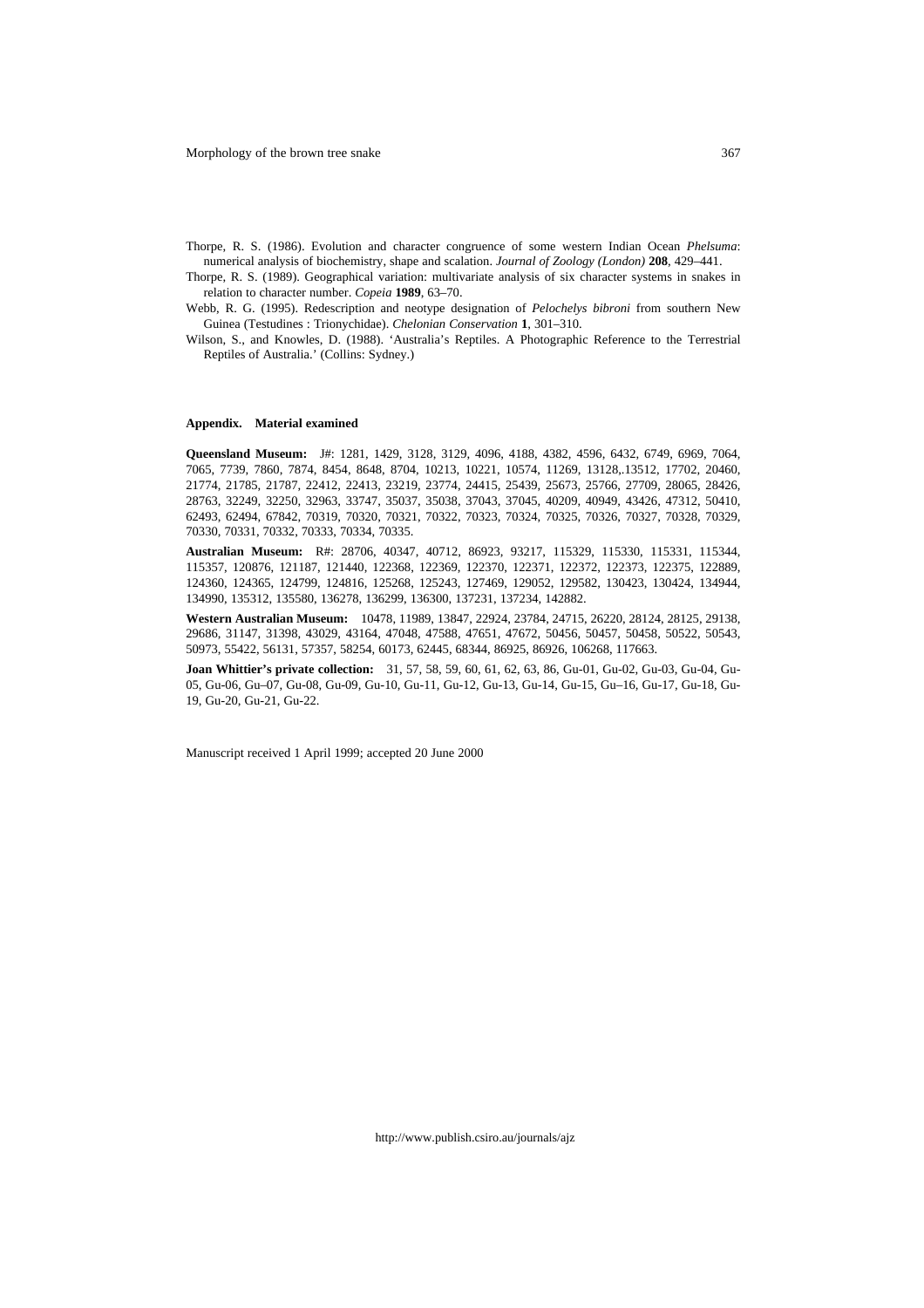Thorpe, R. S. (1986). Evolution and character congruence of some western Indian Ocean *Phelsuma*: numerical analysis of biochemistry, shape and scalation. *Journal of Zoology (London)* **208**, 429–441.

Thorpe, R. S. (1989). Geographical variation: multivariate analysis of six character systems in snakes in relation to character number. *Copeia* **1989**, 63–70.

Webb, R. G. (1995). Redescription and neotype designation of *Pelochelys bibroni* from southern New Guinea (Testudines : Trionychidae). *Chelonian Conservation* **1**, 301–310.

Wilson, S., and Knowles, D. (1988). 'Australia's Reptiles. A Photographic Reference to the Terrestrial Reptiles of Australia.' (Collins: Sydney.)

## Appendix. Material examined

**Queensland Museum:** J#: 1281, 1429, 3128, 3129, 4096, 4188, 4382, 4596, 6432, 6749, 6969, 7064, 7065, 7739, 7860, 7874, 8454, 8648, 8704, 10213, 10221, 10574, 11269, 13128,.13512, 17702, 20460, 21774, 21785, 21787, 22412, 22413, 23219, 23774, 24415, 25439, 25673, 25766, 27709, 28065, 28426, 28763, 32249, 32250, 32963, 33747, 35037, 35038, 37043, 37045, 40209, 40949, 43426, 47312, 50410, 62493, 62494, 67842, 70319, 70320, 70321, 70322, 70323, 70324, 70325, 70326, 70327, 70328, 70329, 70330, 70331, 70332, 70333, 70334, 70335.

**Australian Museum:** R#: 28706, 40347, 40712, 86923, 93217, 115329, 115330, 115331, 115344, 115357, 120876, 121187, 121440, 122368, 122369, 122370, 122371, 122372, 122373, 122375, 122889, 124360, 124365, 124799, 124816, 125268, 125243, 127469, 129052, 129582, 130423, 130424, 134944, 134990, 135312, 135580, 136278, 136299, 136300, 137231, 137234, 142882.

**Western Australian Museum:** 10478, 11989, 13847, 22924, 23784, 24715, 26220, 28124, 28125, 29138, 29686, 31147, 31398, 43029, 43164, 47048, 47588, 47651, 47672, 50456, 50457, 50458, 50522, 50543, 50973, 55422, 56131, 57357, 58254, 60173, 62445, 68344, 86925, 86926, 106268, 117663.

**Joan Whittier's private collection:** 31, 57, 58, 59, 60, 61, 62, 63, 86, Gu-01, Gu-02, Gu-03, Gu-04, Gu-05, Gu-06, Gu–07, Gu-08, Gu-09, Gu-10, Gu-11, Gu-12, Gu-13, Gu-14, Gu-15, Gu–16, Gu-17, Gu-18, Gu-19, Gu-20, Gu-21, Gu-22.

Manuscript received 1 April 1999; accepted 20 June 2000